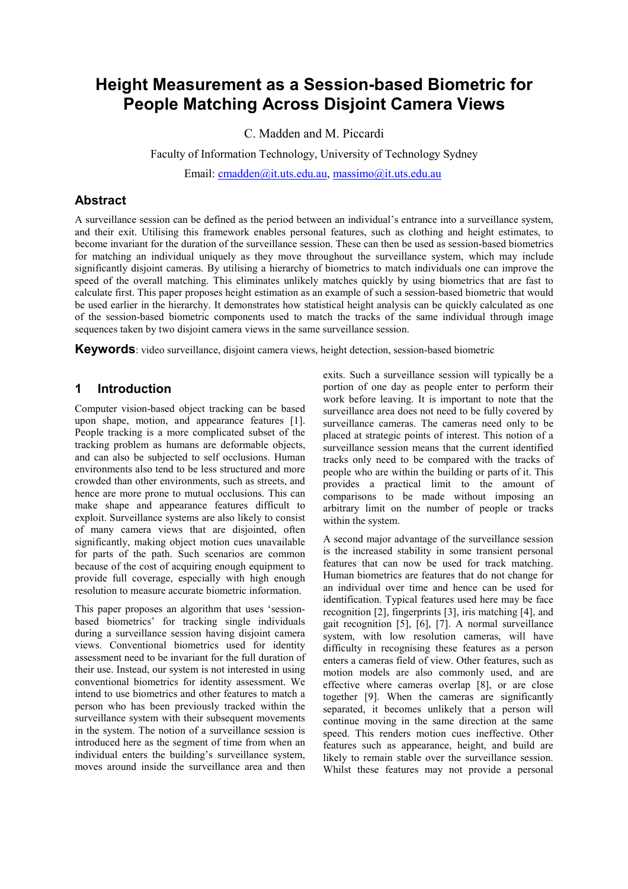# Height Measurement as a Session-based Biometric for People Matching Across Disjoint Camera Views

C. Madden and M. Piccardi

Faculty of Information Technology, University of Technology Sydney

Email: cmadden@it.uts.edu.au, massimo@it.uts.edu.au

## Abstract

A surveillance session can be defined as the period between an individual's entrance into a surveillance system, and their exit. Utilising this framework enables personal features, such as clothing and height estimates, to become invariant for the duration of the surveillance session. These can then be used as session-based biometrics for matching an individual uniquely as they move throughout the surveillance system, which may include significantly disjoint cameras. By utilising a hierarchy of biometrics to match individuals one can improve the speed of the overall matching. This eliminates unlikely matches quickly by using biometrics that are fast to calculate first. This paper proposes height estimation as an example of such a session-based biometric that would be used earlier in the hierarchy. It demonstrates how statistical height analysis can be quickly calculated as one of the session-based biometric components used to match the tracks of the same individual through image sequences taken by two disjoint camera views in the same surveillance session.

**Keywords**: video surveillance, disjoint camera views, height detection, session-based biometric

## 1 Introduction

Computer vision-based object tracking can be based upon shape, motion, and appearance features [1]. People tracking is a more complicated subset of the tracking problem as humans are deformable objects, and can also be subjected to self occlusions. Human environments also tend to be less structured and more crowded than other environments, such as streets, and hence are more prone to mutual occlusions. This can make shape and appearance features difficult to exploit. Surveillance systems are also likely to consist of many camera views that are disjointed, often significantly, making object motion cues unavailable for parts of the path. Such scenarios are common because of the cost of acquiring enough equipment to provide full coverage, especially with high enough resolution to measure accurate biometric information.

This paper proposes an algorithm that uses 'session-based biometrics' for tracking single individuals during a surveillance session having disjoint camera views. Conventional biometrics used for identity assessment need to be invariant for the full duration of their use. Instead, our system is not interested in using conventional biometrics for identity assessment. We intend to use biometrics and other features to match a person who has been previously tracked within the surveillance system with their subsequent movements in the system. The notion of a surveillance session is introduced here as the segment of time from when an individual enters the building's surveillance system, moves around inside the surveillance area and then exits. Such a surveillance session will typically be a portion of one day as people enter to perform their work before leaving. It is important to note that the surveillance area does not need to be fully covered by surveillance cameras. The cameras need only to be placed at strategic points of interest. This notion of a surveillance session means that the current identified tracks only need to be compared with the tracks of people who are within the building or parts of it. This provides a practical limit to the amount of comparisons to be made without imposing an arbitrary limit on the number of people or tracks within the system.

A second major advantage of the surveillance session is the increased stability in some transient personal features that can now be used for track matching. Human biometrics are features that do not change for an individual over time and hence can be used for identification. Typical features used here may be face recognition [2], fingerprints [3], iris matching [4], and gait recognition [5], [6], [7]. A normal surveillance system, with low resolution cameras, will have difficulty in recognising these features as a person enters a cameras field of view. Other features, such as motion models are also commonly used, and are effective where cameras overlap [8], or are close together [9]. When the cameras are significantly separated, it becomes unlikely that a person will continue moving in the same direction at the same speed. This renders motion cues ineffective. Other features such as appearance, height, and build are likely to remain stable over the surveillance session. Whilst these features may not provide a personal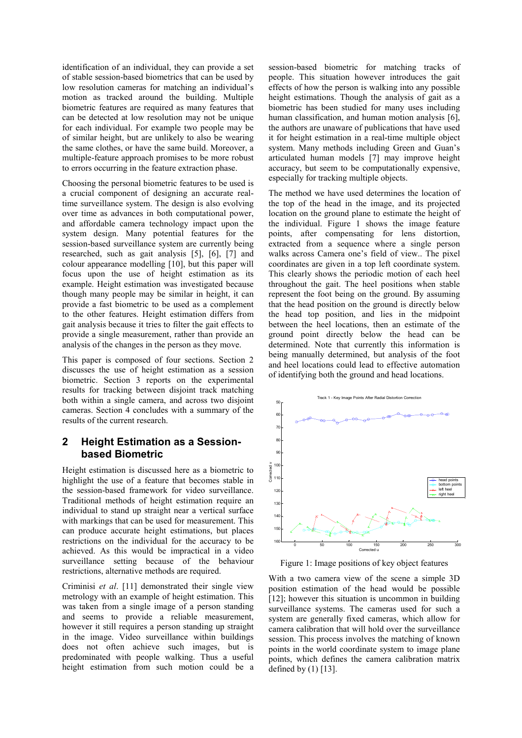identification of an individual, they can provide a set of stable session-based biometrics that can be used by low resolution cameras for matching an individual's motion as tracked around the building. Multiple biometric features are required as many features that can be detected at low resolution may not be unique for each individual. For example two people may be of similar height, but are unlikely to also be wearing the same clothes, or have the same build. Moreover, a multiple-feature approach promises to be more robust to errors occurring in the feature extraction phase.

Choosing the personal biometric features to be used is a crucial component of designing an accurate real-time surveillance system. The design is also evolving over time as advances in both computational power, and affordable camera technology impact upon the system design. Many potential features for the session-based surveillance system are currently being researched, such as gait analysis [5], [6], [7] and colour appearance modelling [10], but this paper will focus upon the use of height estimation as its example. Height estimation was investigated because though many people may be similar in height, it can provide a fast biometric to be used as a complement to the other features. Height estimation differs from gait analysis because it tries to filter the gait effects to provide a single measurement, rather than provide an analysis of the changes in the person as they move.

This paper is composed of four sections. Section 2 discusses the use of height estimation as a session biometric. Section 3 reports on the experimental results for tracking between disjoint track matching both within a single camera, and across two disjoint cameras. Section 4 concludes with a summary of the results of the current research.

## 2 Height Estimation as a Session-based Biometric

Height estimation is discussed here as a biometric to highlight the use of a feature that becomes stable in the session-based framework for video surveillance. Traditional methods of height estimation require an individual to stand up straight near a vertical surface with markings that can be used for measurement. This can produce accurate height estimations, but places restrictions on the individual for the accuracy to be achieved. As this would be impractical in a video surveillance setting because of the behaviour restrictions, alternative methods are required.

Criminisi *et al*. [11] demonstrated their single view metrology with an example of height estimation. This was taken from a single image of a person standing and seems to provide a reliable measurement, however it still requires a person standing up straight in the image. Video surveillance within buildings does not often achieve such images, but is predominated with people walking. Thus a useful height estimation from such motion could be a session-based biometric for matching tracks of people. This situation however introduces the gait effects of how the person is walking into any possible height estimations. Though the analysis of gait as a biometric has been studied for many uses including human classification, and human motion analysis [6], the authors are unaware of publications that have used it for height estimation in a real-time multiple object system. Many methods including Green and Guan's articulated human models [7] may improve height accuracy, but seem to be computationally expensive, especially for tracking multiple objects.

The method we have used determines the location of the top of the head in the image, and its projected location on the ground plane to estimate the height of the individual. Figure 1 shows the image feature points, after compensating for lens distortion, extracted from a sequence where a single person walks across Camera one's field of view.. The pixel coordinates are given in a top left coordinate system. This clearly shows the periodic motion of each heel throughout the gait. The heel positions when stable represent the foot being on the ground. By assuming that the head position on the ground is directly below the head top position, and lies in the midpoint between the heel locations, then an estimate of the ground point directly below the head can be determined. Note that currently this information is being manually determined, but analysis of the foot and heel locations could lead to effective automation of identifying both the ground and head locations.

Figure 1: Image positions of key object features

With a two camera view of the scene a simple 3D position estimation of the head would be possible [12]; however this situation is uncommon in building surveillance systems. The cameras used for such a system are generally fixed cameras, which allow for camera calibration that will hold over the surveillance session. This process involves the matching of known points in the world coordinate system to image plane points, which defines the camera calibration matrix defined by (1) [13].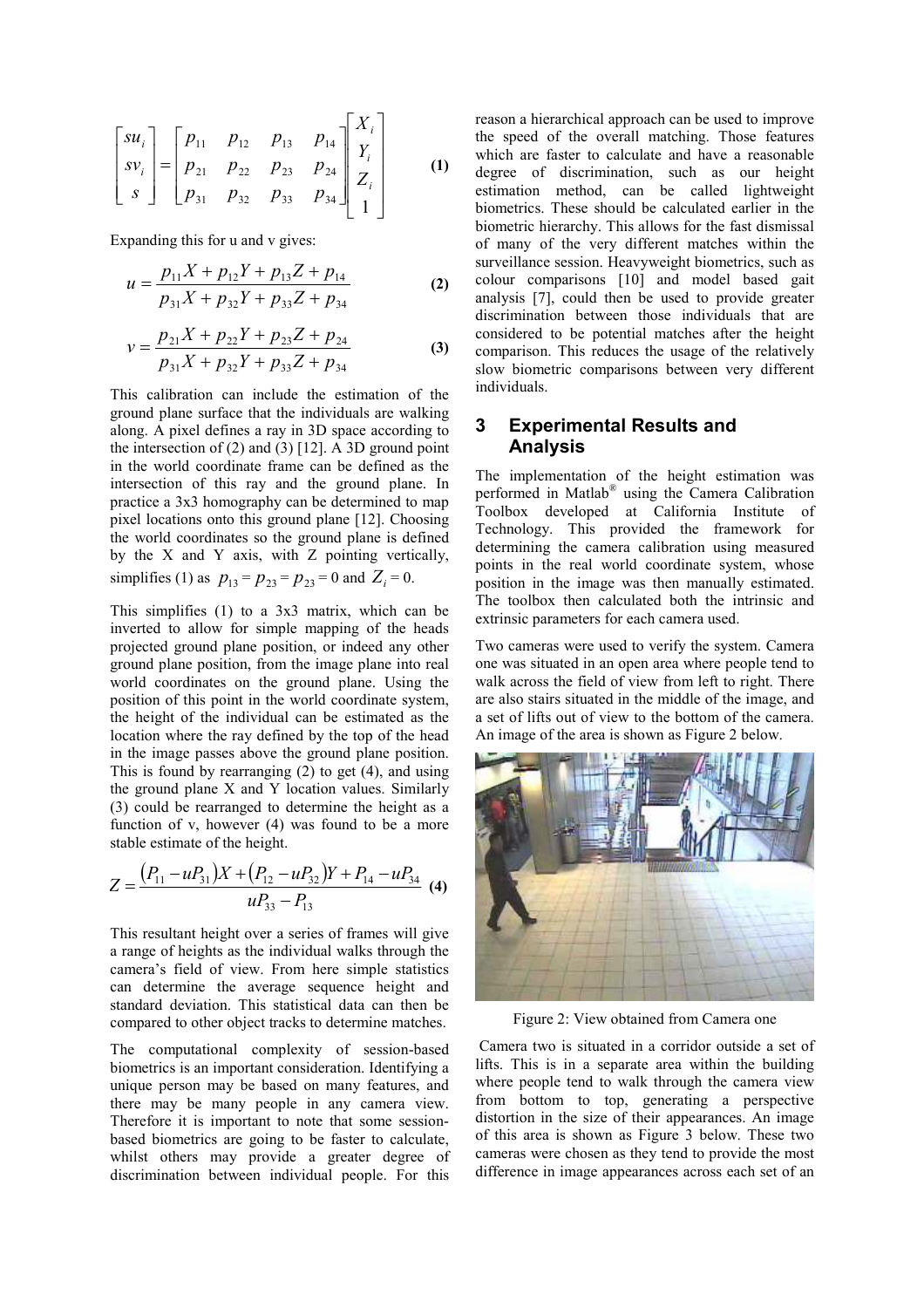$$\begin{bmatrix} su_i \\ sv_i \\ s \end{bmatrix} = \begin{bmatrix} p_{11} & p_{12} & p_{13} & p_{14} \\ p_{21} & p_{22} & p_{23} & p_{24} \\ p_{31} & p_{32} & p_{33} & p_{34} \end{bmatrix} \begin{bmatrix} X_i \\ Y_i \\ Z_i \\ 1 \end{bmatrix} \quad \textbf{(1)}$$

Expanding this for u and v gives:

$$u = \frac{p_{11}X + p_{12}Y + p_{13}Z + p_{14}}{p_{31}X + p_{32}Y + p_{33}Z + p_{34}} \quad \textbf{(2)}$$

$$v = \frac{p_{21}X + p_{22}Y + p_{23}Z + p_{24}}{p_{31}X + p_{32}Y + p_{33}Z + p_{34}} \quad \textbf{(3)}$$

This calibration can include the estimation of the ground plane surface that the individuals are walking along. A pixel defines a ray in 3D space according to the intersection of (2) and (3) [12]. A 3D ground point in the world coordinate frame can be defined as the intersection of this ray and the ground plane. In practice a 3x3 homography can be determined to map pixel locations onto this ground plane [12]. Choosing the world coordinates so the ground plane is defined by the X and Y axis, with Z pointing vertically, simplifies (1) as $p_{13} = p_{23} = p_{23} = 0$ and $Z_i = 0$.

This simplifies (1) to a 3x3 matrix, which can be inverted to allow for simple mapping of the heads projected ground plane position, or indeed any other ground plane position, from the image plane into real world coordinates on the ground plane. Using the position of this point in the world coordinate system, the height of the individual can be estimated as the location where the ray defined by the top of the head in the image passes above the ground plane position. This is found by rearranging (2) to get (4), and using the ground plane X and Y location values. Similarly (3) could be rearranged to determine the height as a function of v, however (4) was found to be a more stable estimate of the height.

$$Z = \frac{(P_{11} - uP_{31})X + (P_{12} - uP_{32})Y + P_{14} - uP_{34}}{uP_{33} - P_{13}} \quad \textbf{(4)}$$

This resultant height over a series of frames will give a range of heights as the individual walks through the camera's field of view. From here simple statistics can determine the average sequence height and standard deviation. This statistical data can then be compared to other object tracks to determine matches.

The computational complexity of session-based biometrics is an important consideration. Identifying a unique person may be based on many features, and there may be many people in any camera view. Therefore it is important to note that some session-based biometrics are going to be faster to calculate, whilst others may provide a greater degree of discrimination between individual people. For this reason a hierarchical approach can be used to improve the speed of the overall matching. Those features which are faster to calculate and have a reasonable degree of discrimination, such as our height estimation method, can be called lightweight biometrics. These should be calculated earlier in the biometric hierarchy. This allows for the fast dismissal of many of the very different matches within the surveillance session. Heavyweight biometrics, such as colour comparisons [10] and model based gait analysis [7], could then be used to provide greater discrimination between those individuals that are considered to be potential matches after the height comparison. This reduces the usage of the relatively slow biometric comparisons between very different individuals.

## 3 Experimental Results and Analysis

The implementation of the height estimation was performed in Matlab® using the Camera Calibration Toolbox developed at California Institute of Technology. This provided the framework for determining the camera calibration using measured points in the real world coordinate system, whose position in the image was then manually estimated. The toolbox then calculated both the intrinsic and extrinsic parameters for each camera used.

Two cameras were used to verify the system. Camera one was situated in an open area where people tend to walk across the field of view from left to right. There are also stairs situated in the middle of the image, and a set of lifts out of view to the bottom of the camera. An image of the area is shown as Figure 2 below.

Figure 2: View obtained from Camera one

Camera two is situated in a corridor outside a set of lifts. This is in a separate area within the building where people tend to walk through the camera view from bottom to top, generating a perspective distortion in the size of their appearances. An image of this area is shown as Figure 3 below. These two cameras were chosen as they tend to provide the most difference in image appearances across each set of an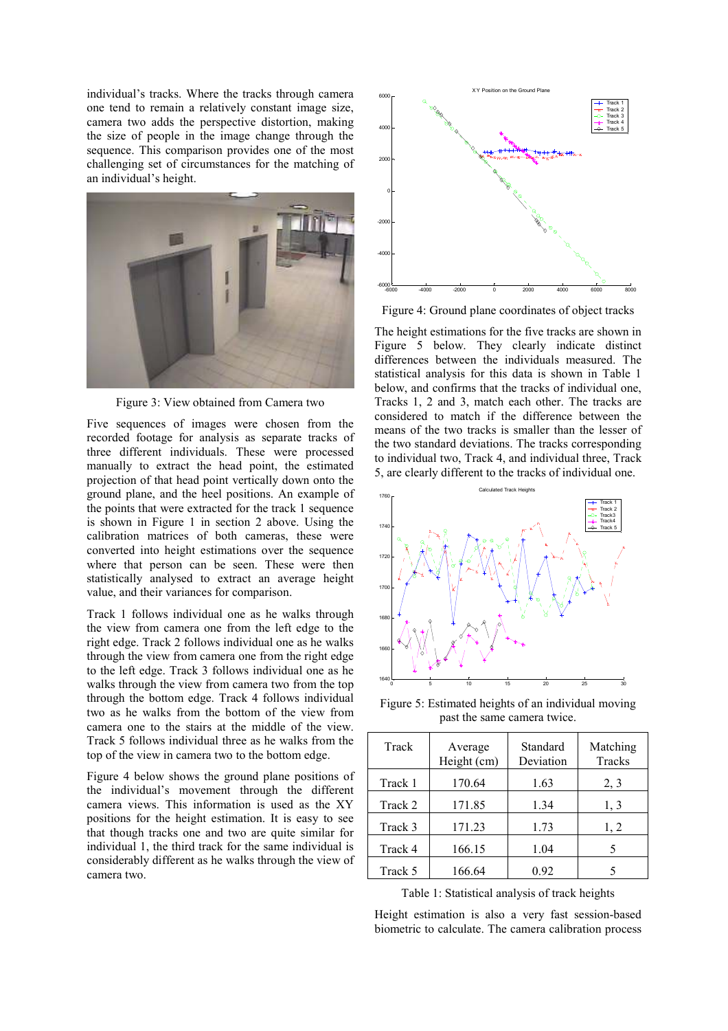individual's tracks. Where the tracks through camera one tend to remain a relatively constant image size, camera two adds the perspective distortion, making the size of people in the image change through the sequence. This comparison provides one of the most challenging set of circumstances for the matching of an individual's height.

Figure 3: View obtained from Camera two

Five sequences of images were chosen from the recorded footage for analysis as separate tracks of three different individuals. These were processed manually to extract the head point, the estimated projection of that head point vertically down onto the ground plane, and the heel positions. An example of the points that were extracted for the track 1 sequence is shown in Figure 1 in section 2 above. Using the calibration matrices of both cameras, these were converted into height estimations over the sequence where that person can be seen. These were then statistically analysed to extract an average height value, and their variances for comparison.

Track 1 follows individual one as he walks through the view from camera one from the left edge to the right edge. Track 2 follows individual one as he walks through the view from camera one from the right edge to the left edge. Track 3 follows individual one as he walks through the view from camera two from the top through the bottom edge. Track 4 follows individual two as he walks from the bottom of the view from camera one to the stairs at the middle of the view. Track 5 follows individual three as he walks from the top of the view in camera two to the bottom edge.

Figure 4 below shows the ground plane positions of the individual's movement through the different camera views. This information is used as the XY positions for the height estimation. It is easy to see that though tracks one and two are quite similar for individual 1, the third track for the same individual is considerably different as he walks through the view of camera two.

Figure 4: Ground plane coordinates of object tracks

The height estimations for the five tracks are shown in Figure 5 below. They clearly indicate distinct differences between the individuals measured. The statistical analysis for this data is shown in Table 1 below, and confirms that the tracks of individual one, Tracks 1, 2 and 3, match each other. The tracks are considered to match if the difference between the means of the two tracks is smaller than the lesser of the two standard deviations. The tracks corresponding to individual two, Track 4, and individual three, Track 5, are clearly different to the tracks of individual one.

Figure 5: Estimated heights of an individual moving past the same camera twice.

| Track | Average Height (cm) | Standard Deviation | Matching Tracks |
|---|---|---|---|
| Track 1 | 170.64 | 1.63 | 2, 3 |
| Track 2 | 171.85 | 1.34 | 1, 3 |
| Track 3 | 171.23 | 1.73 | 1, 2 |
| Track 4 | 166.15 | 1.04 | 5 |
| Track 5 | 166.64 | 0.92 | 5 |

Table 1: Statistical analysis of track heights

Height estimation is also a very fast session-based biometric to calculate. The camera calibration process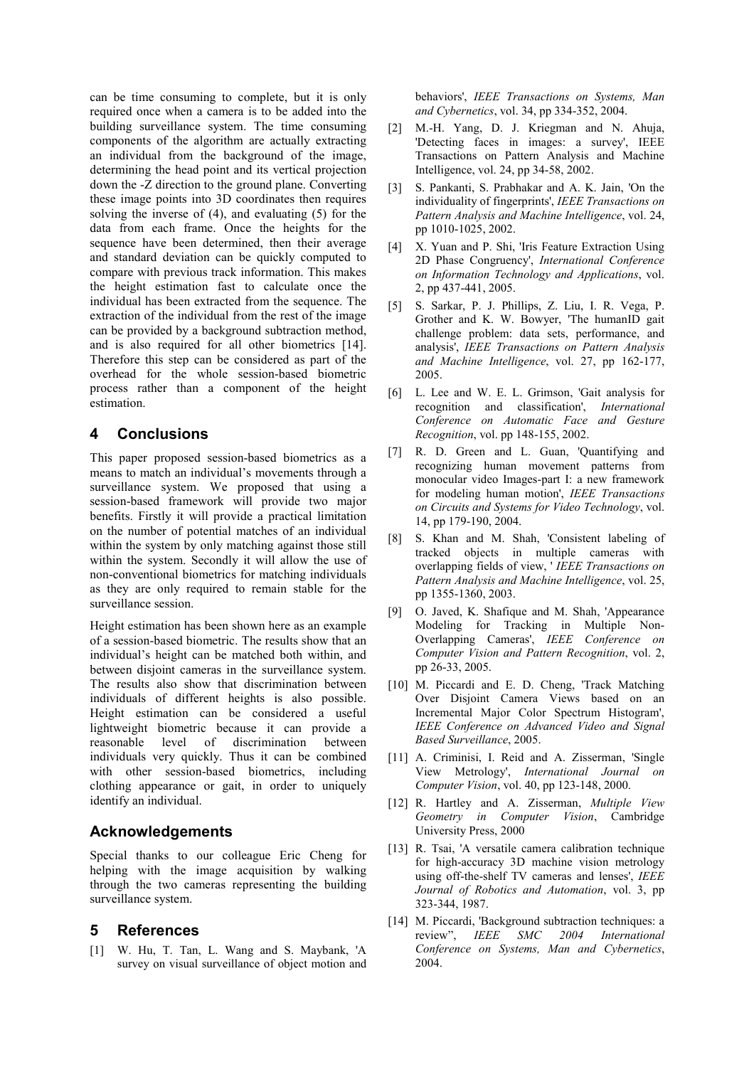can be time consuming to complete, but it is only required once when a camera is to be added into the building surveillance system. The time consuming components of the algorithm are actually extracting an individual from the background of the image, determining the head point and its vertical projection down the -Z direction to the ground plane. Converting these image points into 3D coordinates then requires solving the inverse of (4), and evaluating (5) for the data from each frame. Once the heights for the sequence have been determined, then their average and standard deviation can be quickly computed to compare with previous track information. This makes the height estimation fast to calculate once the individual has been extracted from the sequence. The extraction of the individual from the rest of the image can be provided by a background subtraction method, and is also required for all other biometrics [14]. Therefore this step can be considered as part of the overhead for the whole session-based biometric process rather than a component of the height estimation.

## 4 Conclusions

This paper proposed session-based biometrics as a means to match an individual's movements through a surveillance system. We proposed that using a session-based framework will provide two major benefits. Firstly it will provide a practical limitation on the number of potential matches of an individual within the system by only matching against those still within the system. Secondly it will allow the use of non-conventional biometrics for matching individuals as they are only required to remain stable for the surveillance session.

Height estimation has been shown here as an example of a session-based biometric. The results show that an individual's height can be matched both within, and between disjoint cameras in the surveillance system. The results also show that discrimination between individuals of different heights is also possible. Height estimation can be considered a useful lightweight biometric because it can provide a reasonable level of discrimination between individuals very quickly. Thus it can be combined with other session-based biometrics, including clothing appearance or gait, in order to uniquely identify an individual.

## Acknowledgements

Special thanks to our colleague Eric Cheng for helping with the image acquisition by walking through the two cameras representing the building surveillance system.

## 5 References

[1] W. Hu, T. Tan, L. Wang and S. Maybank, 'A survey on visual surveillance of object motion and behaviors', *IEEE Transactions on Systems, Man and Cybernetics*, vol. 34, pp 334-352, 2004.

[2] M.-H. Yang, D. J. Kriegman and N. Ahuja, 'Detecting faces in images: a survey', IEEE Transactions on Pattern Analysis and Machine Intelligence, vol. 24, pp 34-58, 2002.

[3] S. Pankanti, S. Prabhakar and A. K. Jain, 'On the individuality of fingerprints', *IEEE Transactions on Pattern Analysis and Machine Intelligence*, vol. 24, pp 1010-1025, 2002.

[4] X. Yuan and P. Shi, 'Iris Feature Extraction Using 2D Phase Congruency', *International Conference on Information Technology and Applications*, vol. 2, pp 437-441, 2005.

[5] S. Sarkar, P. J. Phillips, Z. Liu, I. R. Vega, P. Grother and K. W. Bowyer, 'The humanID gait challenge problem: data sets, performance, and analysis', *IEEE Transactions on Pattern Analysis and Machine Intelligence*, vol. 27, pp 162-177, 2005.

[6] L. Lee and W. E. L. Grimson, 'Gait analysis for recognition and classification', *International Conference on Automatic Face and Gesture Recognition*, vol. pp 148-155, 2002.

[7] R. D. Green and L. Guan, 'Quantifying and recognizing human movement patterns from monocular video Images-part I: a new framework for modeling human motion', *IEEE Transactions on Circuits and Systems for Video Technology*, vol. 14, pp 179-190, 2004.

[8] S. Khan and M. Shah, 'Consistent labeling of tracked objects in multiple cameras with overlapping fields of view, ' *IEEE Transactions on Pattern Analysis and Machine Intelligence*, vol. 25, pp 1355-1360, 2003.

[9] O. Javed, K. Shafique and M. Shah, 'Appearance Modeling for Tracking in Multiple Non-Overlapping Cameras', *IEEE Conference on Computer Vision and Pattern Recognition*, vol. 2, pp 26-33, 2005.

[10] M. Piccardi and E. D. Cheng, 'Track Matching Over Disjoint Camera Views based on an Incremental Major Color Spectrum Histogram', *IEEE Conference on Advanced Video and Signal Based Surveillance*, 2005.

[11] A. Criminisi, I. Reid and A. Zisserman, 'Single View Metrology', *International Journal on Computer Vision*, vol. 40, pp 123-148, 2000.

[12] R. Hartley and A. Zisserman, *Multiple View Geometry in Computer Vision*, Cambridge University Press, 2000

[13] R. Tsai, 'A versatile camera calibration technique for high-accuracy 3D machine vision metrology using off-the-shelf TV cameras and lenses', *IEEE Journal of Robotics and Automation*, vol. 3, pp 323-344, 1987.

[14] M. Piccardi, 'Background subtraction techniques: a review", *IEEE SMC 2004 International Conference on Systems, Man and Cybernetics*, 2004.